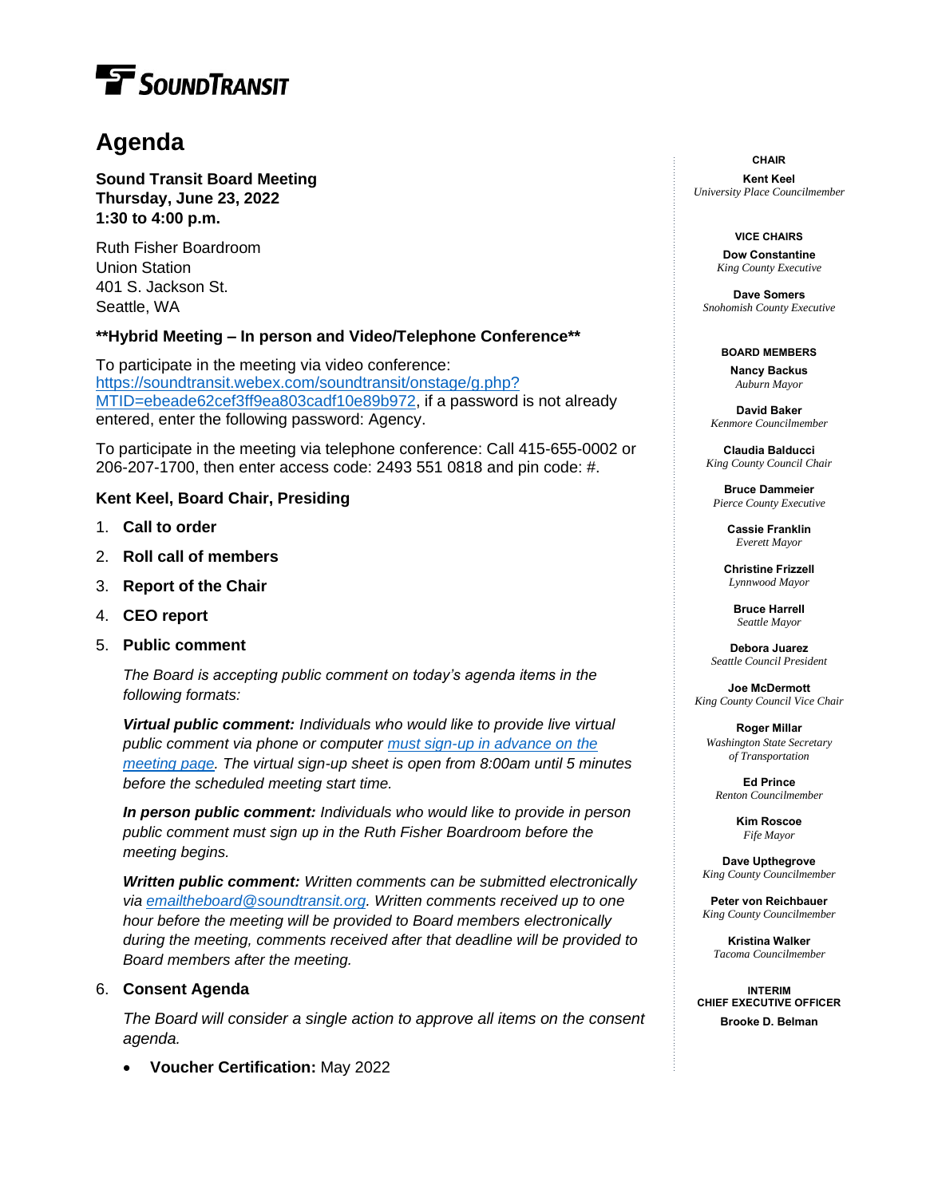SOUNDTRANSIT

# Agenda

**Sound Transit Board Meeting**
**Thursday, June 23, 2022**
**1:30 to 4:00 p.m.**

Ruth Fisher Boardroom
Union Station
401 S. Jackson St.
Seattle, WA

### **Hybrid Meeting – In person and Video/Telephone Conference**

To participate in the meeting via video conference: https://soundtransit.webex.com/soundtransit/onstage/g.php?MTID=ebeade62cef3ff9ea803cadf10e89b972, if a password is not already entered, enter the following password: Agency.

To participate in the meeting via telephone conference: Call 415-655-0002 or 206-207-1700, then enter access code: 2493 551 0818 and pin code: #.

### Kent Keel, Board Chair, Presiding

1. **Call to order**
2. **Roll call of members**
3. **Report of the Chair**
4. **CEO report**
5. **Public comment**

   *The Board is accepting public comment on today's agenda items in the following formats:*

   ***Virtual public comment:*** *Individuals who would like to provide live virtual public comment via phone or computer must sign-up in advance on the meeting page. The virtual sign-up sheet is open from 8:00am until 5 minutes before the scheduled meeting start time.*

   ***In person public comment:*** *Individuals who would like to provide in person public comment must sign up in the Ruth Fisher Boardroom before the meeting begins.*

   ***Written public comment:*** *Written comments can be submitted electronically via emailtheboard@soundtransit.org. Written comments received up to one hour before the meeting will be provided to Board members electronically during the meeting, comments received after that deadline will be provided to Board members after the meeting.*

6. **Consent Agenda**

   *The Board will consider a single action to approve all items on the consent agenda.*

   - **Voucher Certification:** May 2022

**CHAIR**
**Kent Keel**
*University Place Councilmember*

**VICE CHAIRS**
**Dow Constantine**
*King County Executive*

**Dave Somers**
*Snohomish County Executive*

**BOARD MEMBERS**
**Nancy Backus**
*Auburn Mayor*

**David Baker**
*Kenmore Councilmember*

**Claudia Balducci**
*King County Council Chair*

**Bruce Dammeier**
*Pierce County Executive*

**Cassie Franklin**
*Everett Mayor*

**Christine Frizzell**
*Lynnwood Mayor*

**Bruce Harrell**
*Seattle Mayor*

**Debora Juarez**
*Seattle Council President*

**Joe McDermott**
*King County Council Vice Chair*

**Roger Millar**
*Washington State Secretary of Transportation*

**Ed Prince**
*Renton Councilmember*

**Kim Roscoe**
*Fife Mayor*

**Dave Upthegrove**
*King County Councilmember*

**Peter von Reichbauer**
*King County Councilmember*

**Kristina Walker**
*Tacoma Councilmember*

**INTERIM CHIEF EXECUTIVE OFFICER**
**Brooke D. Belman**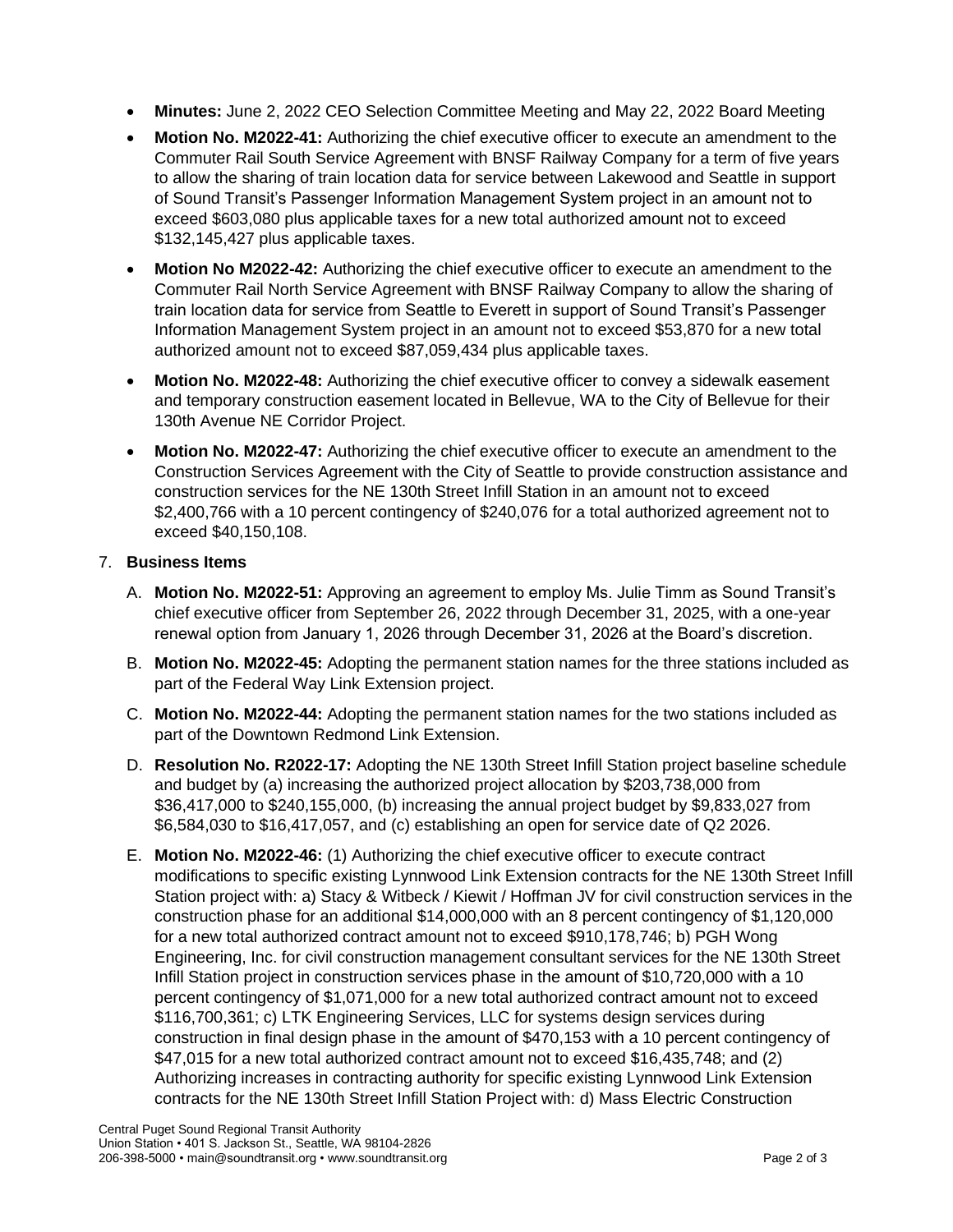- **Minutes:** June 2, 2022 CEO Selection Committee Meeting and May 22, 2022 Board Meeting
- **Motion No. M2022-41:** Authorizing the chief executive officer to execute an amendment to the Commuter Rail South Service Agreement with BNSF Railway Company for a term of five years to allow the sharing of train location data for service between Lakewood and Seattle in support of Sound Transit's Passenger Information Management System project in an amount not to exceed $603,080 plus applicable taxes for a new total authorized amount not to exceed $132,145,427 plus applicable taxes.
- **Motion No M2022-42:** Authorizing the chief executive officer to execute an amendment to the Commuter Rail North Service Agreement with BNSF Railway Company to allow the sharing of train location data for service from Seattle to Everett in support of Sound Transit's Passenger Information Management System project in an amount not to exceed $53,870 for a new total authorized amount not to exceed $87,059,434 plus applicable taxes.
- **Motion No. M2022-48:** Authorizing the chief executive officer to convey a sidewalk easement and temporary construction easement located in Bellevue, WA to the City of Bellevue for their 130th Avenue NE Corridor Project.
- **Motion No. M2022-47:** Authorizing the chief executive officer to execute an amendment to the Construction Services Agreement with the City of Seattle to provide construction assistance and construction services for the NE 130th Street Infill Station in an amount not to exceed $2,400,766 with a 10 percent contingency of $240,076 for a total authorized agreement not to exceed $40,150,108.

7. **Business Items**

   A. **Motion No. M2022-51:** Approving an agreement to employ Ms. Julie Timm as Sound Transit's chief executive officer from September 26, 2022 through December 31, 2025, with a one-year renewal option from January 1, 2026 through December 31, 2026 at the Board's discretion.

   B. **Motion No. M2022-45:** Adopting the permanent station names for the three stations included as part of the Federal Way Link Extension project.

   C. **Motion No. M2022-44:** Adopting the permanent station names for the two stations included as part of the Downtown Redmond Link Extension.

   D. **Resolution No. R2022-17:** Adopting the NE 130th Street Infill Station project baseline schedule and budget by (a) increasing the authorized project allocation by $203,738,000 from $36,417,000 to $240,155,000, (b) increasing the annual project budget by $9,833,027 from $6,584,030 to $16,417,057, and (c) establishing an open for service date of Q2 2026.

   E. **Motion No. M2022-46:** (1) Authorizing the chief executive officer to execute contract modifications to specific existing Lynnwood Link Extension contracts for the NE 130th Street Infill Station project with: a) Stacy & Witbeck / Kiewit / Hoffman JV for civil construction services in the construction phase for an additional $14,000,000 with an 8 percent contingency of $1,120,000 for a new total authorized contract amount not to exceed $910,178,746; b) PGH Wong Engineering, Inc. for civil construction management consultant services for the NE 130th Street Infill Station project in construction services phase in the amount of $10,720,000 with a 10 percent contingency of $1,071,000 for a new total authorized contract amount not to exceed $116,700,361; c) LTK Engineering Services, LLC for systems design services during construction in final design phase in the amount of $470,153 with a 10 percent contingency of $47,015 for a new total authorized contract amount not to exceed $16,435,748; and (2) Authorizing increases in contracting authority for specific existing Lynnwood Link Extension contracts for the NE 130th Street Infill Station Project with: d) Mass Electric Construction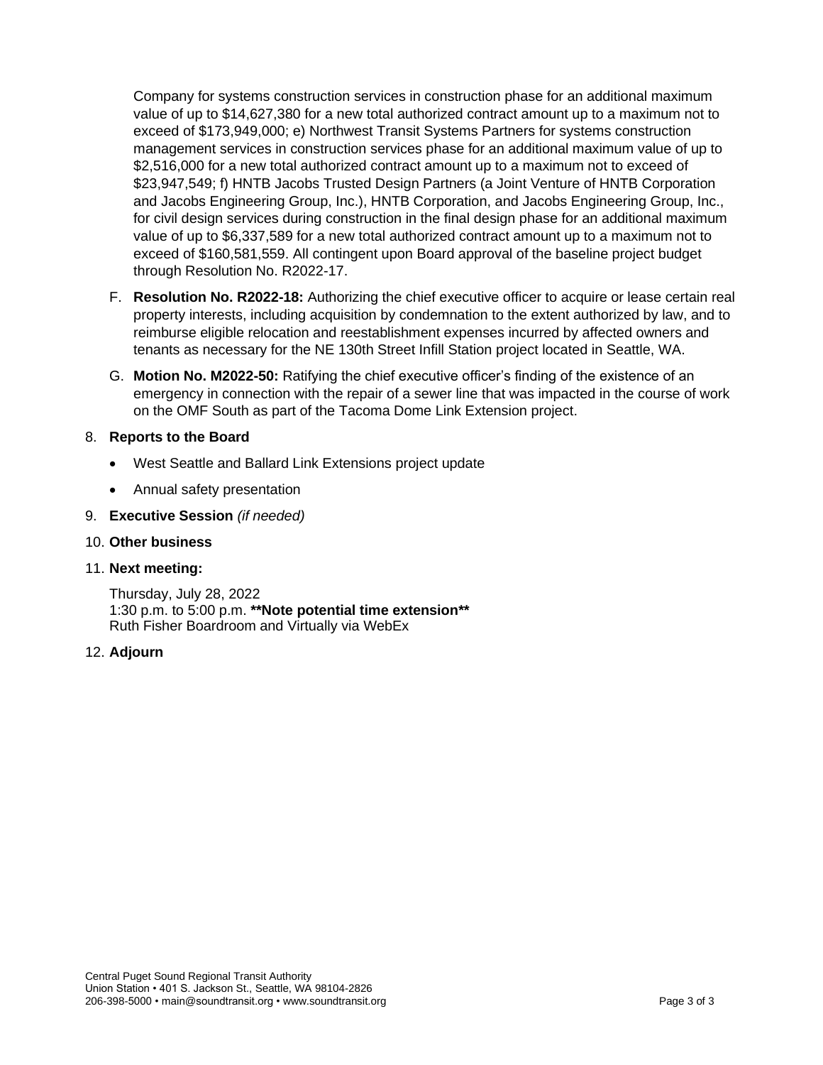Company for systems construction services in construction phase for an additional maximum value of up to $14,627,380 for a new total authorized contract amount up to a maximum not to exceed of $173,949,000; e) Northwest Transit Systems Partners for systems construction management services in construction services phase for an additional maximum value of up to $2,516,000 for a new total authorized contract amount up to a maximum not to exceed of $23,947,549; f) HNTB Jacobs Trusted Design Partners (a Joint Venture of HNTB Corporation and Jacobs Engineering Group, Inc.), HNTB Corporation, and Jacobs Engineering Group, Inc., for civil design services during construction in the final design phase for an additional maximum value of up to $6,337,589 for a new total authorized contract amount up to a maximum not to exceed of $160,581,559. All contingent upon Board approval of the baseline project budget through Resolution No. R2022-17.

F. **Resolution No. R2022-18:** Authorizing the chief executive officer to acquire or lease certain real property interests, including acquisition by condemnation to the extent authorized by law, and to reimburse eligible relocation and reestablishment expenses incurred by affected owners and tenants as necessary for the NE 130th Street Infill Station project located in Seattle, WA.

G. **Motion No. M2022-50:** Ratifying the chief executive officer's finding of the existence of an emergency in connection with the repair of a sewer line that was impacted in the course of work on the OMF South as part of the Tacoma Dome Link Extension project.

8. **Reports to the Board**
   - West Seattle and Ballard Link Extensions project update
   - Annual safety presentation
9. **Executive Session** *(if needed)*
10. **Other business**
11. **Next meeting:**

    Thursday, July 28, 2022
    1:30 p.m. to 5:00 p.m. **\*\*Note potential time extension\*\***
    Ruth Fisher Boardroom and Virtually via WebEx

12. **Adjourn**

Central Puget Sound Regional Transit Authority
Union Station • 401 S. Jackson St., Seattle, WA 98104-2826
206-398-5000 • main@soundtransit.org • www.soundtransit.org